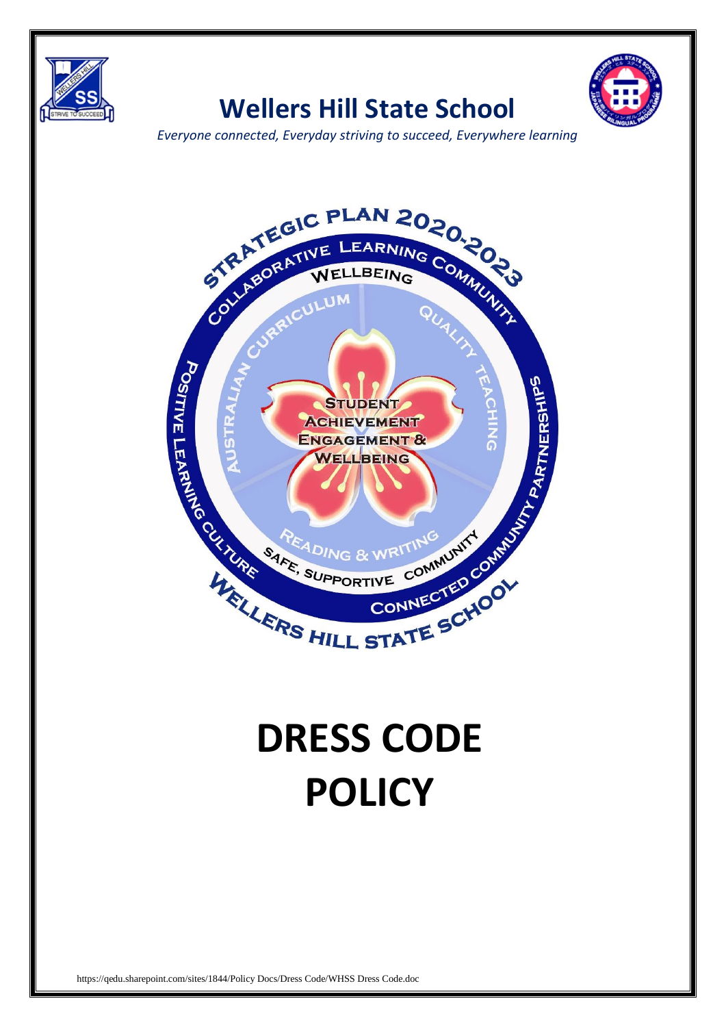# Wellers Hill State School

*Everyone connected, Everyday striving to succeed, Everywhere learning*

# DRESS CODE POLICY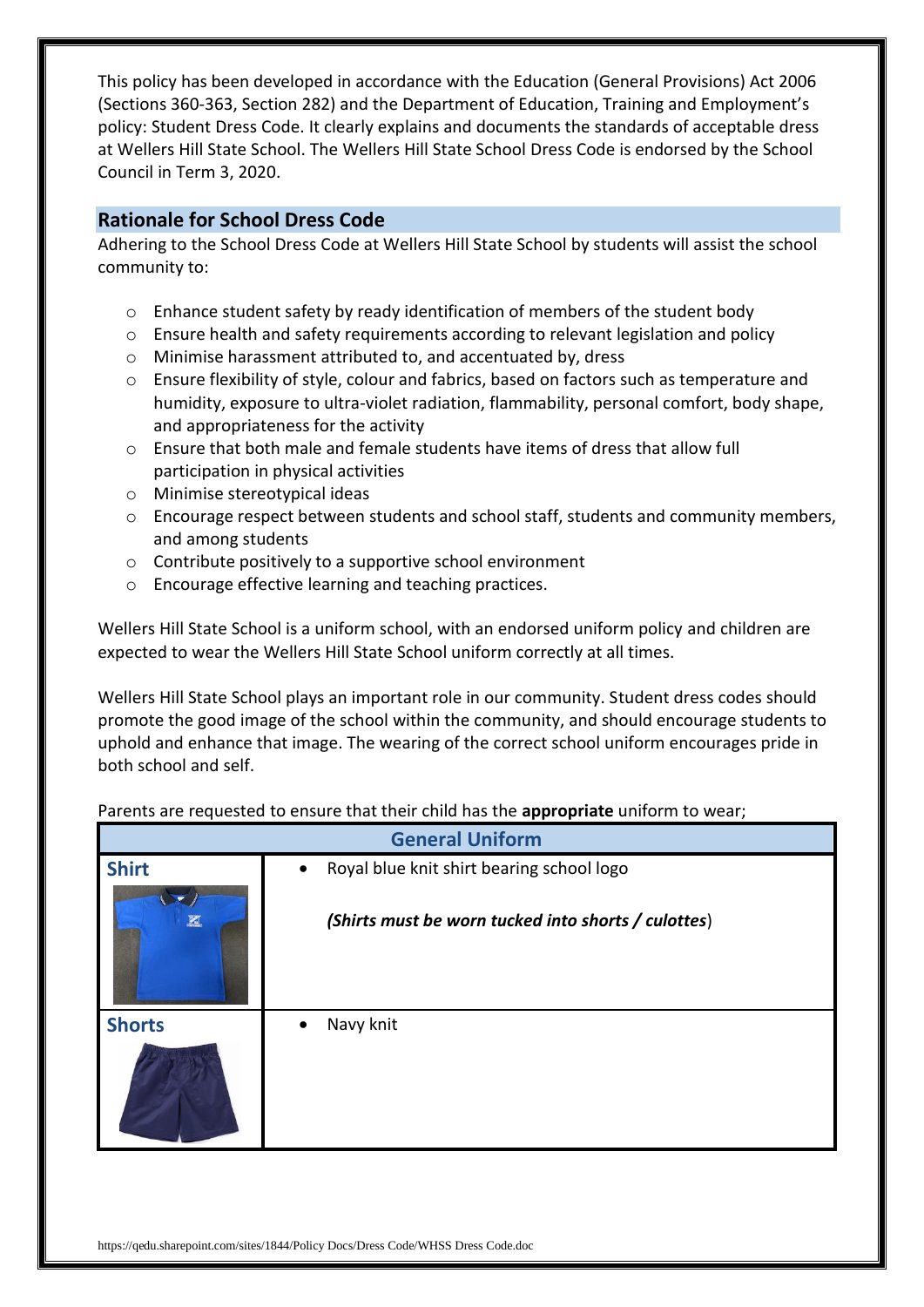This policy has been developed in accordance with the Education (General Provisions) Act 2006 (Sections 360-363, Section 282) and the Department of Education, Training and Employment's policy: Student Dress Code. It clearly explains and documents the standards of acceptable dress at Wellers Hill State School. The Wellers Hill State School Dress Code is endorsed by the School Council in Term 3, 2020.

## Rationale for School Dress Code

Adhering to the School Dress Code at Wellers Hill State School by students will assist the school community to:

- Enhance student safety by ready identification of members of the student body
- Ensure health and safety requirements according to relevant legislation and policy
- Minimise harassment attributed to, and accentuated by, dress
- Ensure flexibility of style, colour and fabrics, based on factors such as temperature and humidity, exposure to ultra-violet radiation, flammability, personal comfort, body shape, and appropriateness for the activity
- Ensure that both male and female students have items of dress that allow full participation in physical activities
- Minimise stereotypical ideas
- Encourage respect between students and school staff, students and community members, and among students
- Contribute positively to a supportive school environment
- Encourage effective learning and teaching practices.

Wellers Hill State School is a uniform school, with an endorsed uniform policy and children are expected to wear the Wellers Hill State School uniform correctly at all times.

Wellers Hill State School plays an important role in our community. Student dress codes should promote the good image of the school within the community, and should encourage students to uphold and enhance that image. The wearing of the correct school uniform encourages pride in both school and self.

Parents are requested to ensure that their child has the **appropriate** uniform to wear;

| General Uniform | |
|---|---|
| **Shirt** | • Royal blue knit shirt bearing school logo<br><br>***(Shirts must be worn tucked into shorts / culottes)*** |
| **Shorts** | • Navy knit |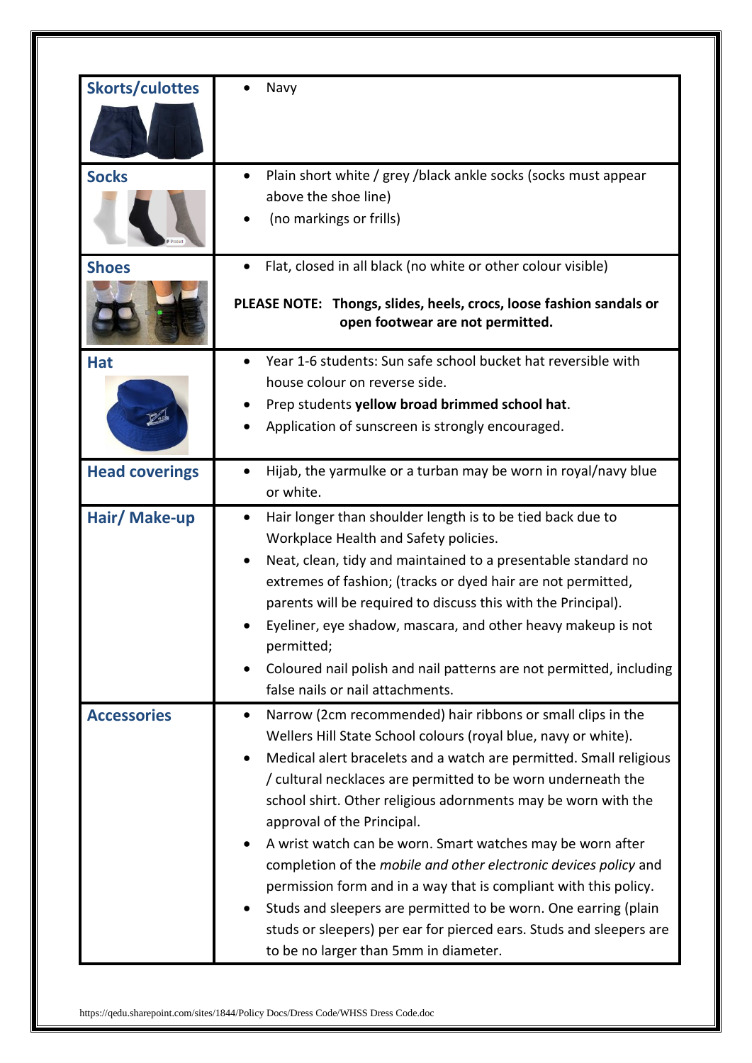| Item | Requirements |
|---|---|
| **Skorts/culottes** | • Navy |
| **Socks** | • Plain short white / grey /black ankle socks (socks must appear above the shoe line)<br>• (no markings or frills) |
| **Shoes** | • Flat, closed in all black (no white or other colour visible)<br><br>**PLEASE NOTE: Thongs, slides, heels, crocs, loose fashion sandals or open footwear are not permitted.** |
| **Hat** | • Year 1-6 students: Sun safe school bucket hat reversible with house colour on reverse side.<br>• Prep students **yellow broad brimmed school hat**.<br>• Application of sunscreen is strongly encouraged. |
| **Head coverings** | • Hijab, the yarmulke or a turban may be worn in royal/navy blue or white. |
| **Hair/ Make-up** | • Hair longer than shoulder length is to be tied back due to Workplace Health and Safety policies.<br>• Neat, clean, tidy and maintained to a presentable standard no extremes of fashion; (tracks or dyed hair are not permitted, parents will be required to discuss this with the Principal).<br>• Eyeliner, eye shadow, mascara, and other heavy makeup is not permitted;<br>• Coloured nail polish and nail patterns are not permitted, including false nails or nail attachments. |
| **Accessories** | • Narrow (2cm recommended) hair ribbons or small clips in the Wellers Hill State School colours (royal blue, navy or white).<br>• Medical alert bracelets and a watch are permitted. Small religious / cultural necklaces are permitted to be worn underneath the school shirt. Other religious adornments may be worn with the approval of the Principal.<br>• A wrist watch can be worn. Smart watches may be worn after completion of the *mobile and other electronic devices policy* and permission form and in a way that is compliant with this policy.<br>• Studs and sleepers are permitted to be worn. One earring (plain studs or sleepers) per ear for pierced ears. Studs and sleepers are to be no larger than 5mm in diameter. |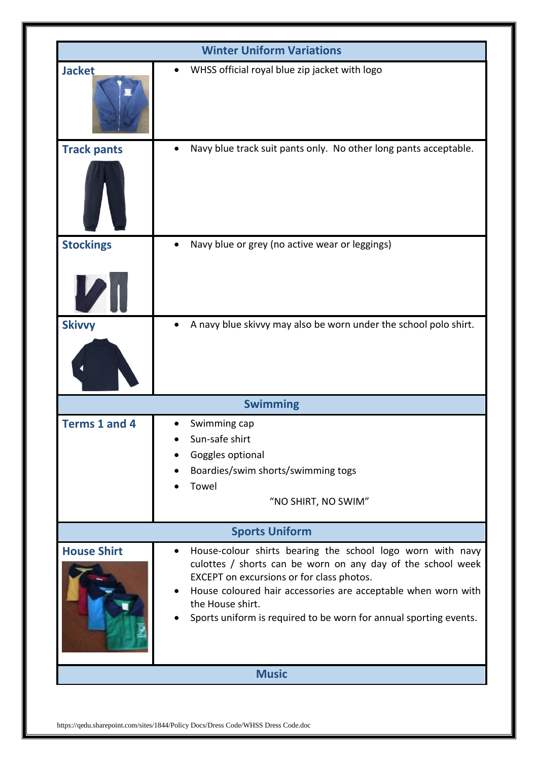| Winter Uniform Variations | |
|---|---|
| **Jacket** | • WHSS official royal blue zip jacket with logo |
| **Track pants** | • Navy blue track suit pants only. No other long pants acceptable. |
| **Stockings** | • Navy blue or grey (no active wear or leggings) |
| **Skivvy** | • A navy blue skivvy may also be worn under the school polo shirt. |
| **Swimming** | |
| **Terms 1 and 4** | • Swimming cap<br>• Sun-safe shirt<br>• Goggles optional<br>• Boardies/swim shorts/swimming togs<br>• Towel<br>"NO SHIRT, NO SWIM" |
| **Sports Uniform** | |
| **House Shirt** | • House-colour shirts bearing the school logo worn with navy culottes / shorts can be worn on any day of the school week EXCEPT on excursions or for class photos.<br>• House coloured hair accessories are acceptable when worn with the House shirt.<br>• Sports uniform is required to be worn for annual sporting events. |
| **Music** | |

https://qedu.sharepoint.com/sites/1844/Policy Docs/Dress Code/WHSS Dress Code.doc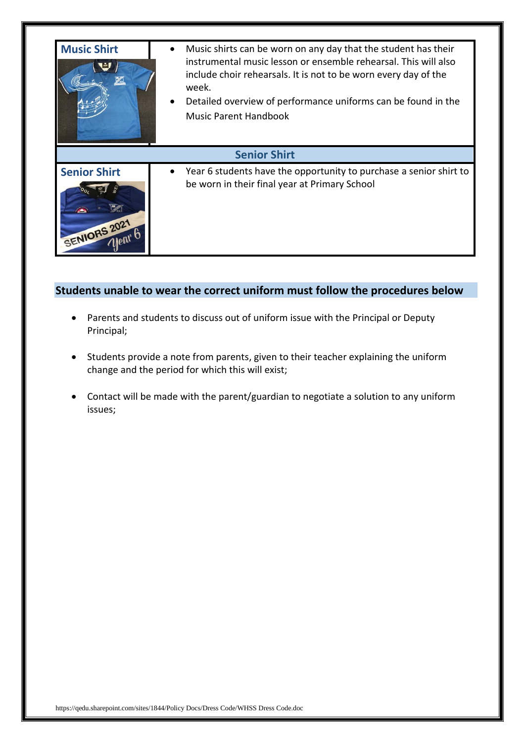| | |
|---|---|
| **Music Shirt** | • Music shirts can be worn on any day that the student has their instrumental music lesson or ensemble rehearsal. This will also include choir rehearsals. It is not to be worn every day of the week.<br>• Detailed overview of performance uniforms can be found in the Music Parent Handbook |
| **Senior Shirt** | |
| **Senior Shirt** | • Year 6 students have the opportunity to purchase a senior shirt to be worn in their final year at Primary School |

## Students unable to wear the correct uniform must follow the procedures below

- Parents and students to discuss out of uniform issue with the Principal or Deputy Principal;
- Students provide a note from parents, given to their teacher explaining the uniform change and the period for which this will exist;
- Contact will be made with the parent/guardian to negotiate a solution to any uniform issues;